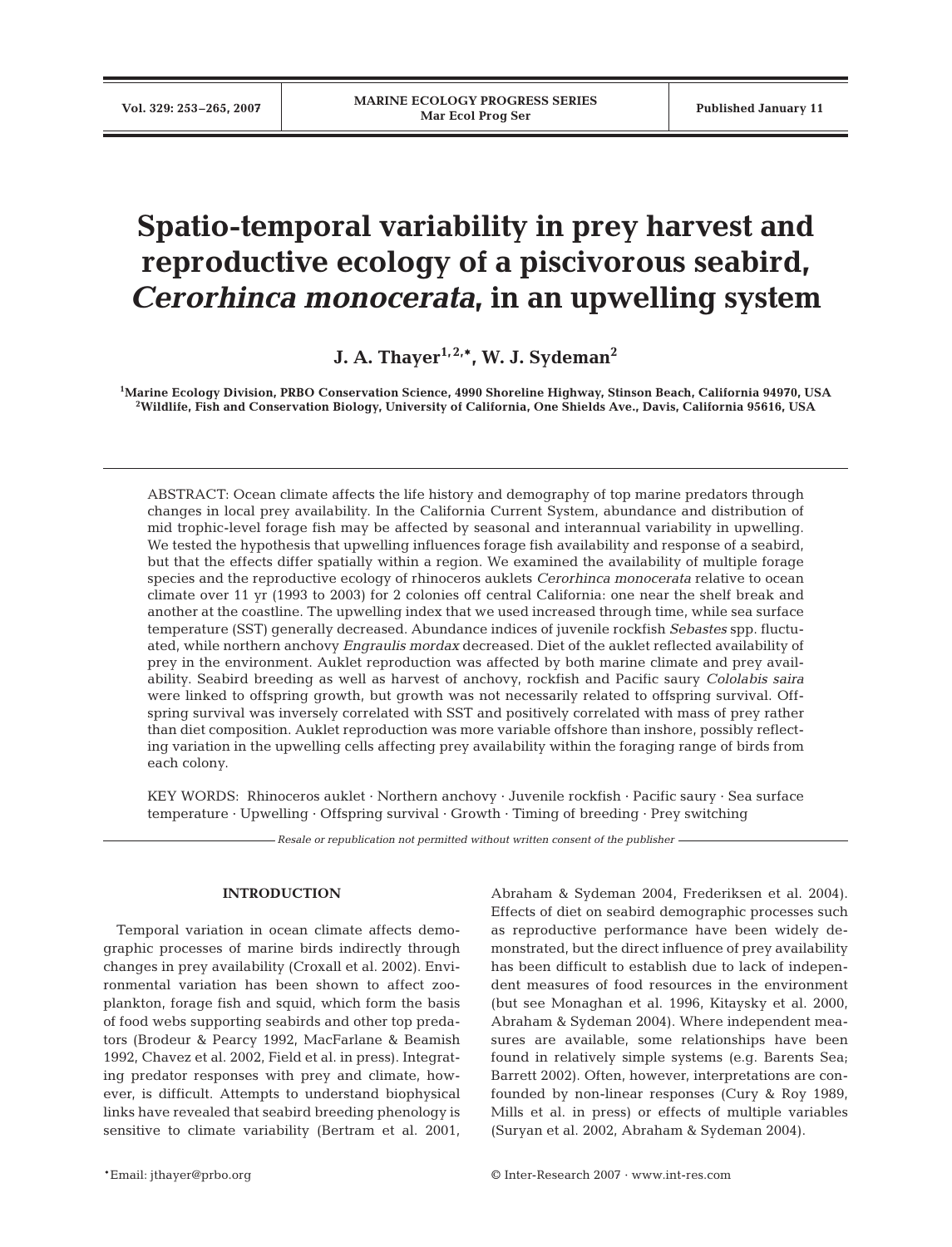# Spatio-temporal variability in prey harvest and reproductive ecology of a piscivorous seabird, *Cerorhinca monocerata*, in an upwelling system

**J. A. Thayer[1,2,*], W. J. Sydeman[2]**

[1]Marine Ecology Division, PRBO Conservation Science, 4990 Shoreline Highway, Stinson Beach, California 94970, USA
[2]Wildlife, Fish and Conservation Biology, University of California, One Shields Ave., Davis, California 95616, USA

ABSTRACT: Ocean climate affects the life history and demography of top marine predators through changes in local prey availability. In the California Current System, abundance and distribution of mid trophic-level forage fish may be affected by seasonal and interannual variability in upwelling. We tested the hypothesis that upwelling influences forage fish availability and response of a seabird, but that the effects differ spatially within a region. We examined the availability of multiple forage species and the reproductive ecology of rhinoceros auklets *Cerorhinca monocerata* relative to ocean climate over 11 yr (1993 to 2003) for 2 colonies off central California: one near the shelf break and another at the coastline. The upwelling index that we used increased through time, while sea surface temperature (SST) generally decreased. Abundance indices of juvenile rockfish *Sebastes* spp. fluctuated, while northern anchovy *Engraulis mordax* decreased. Diet of the auklet reflected availability of prey in the environment. Auklet reproduction was affected by both marine climate and prey availability. Seabird breeding as well as harvest of anchovy, rockfish and Pacific saury *Cololabis saira* were linked to offspring growth, but growth was not necessarily related to offspring survival. Offspring survival was inversely correlated with SST and positively correlated with mass of prey rather than diet composition. Auklet reproduction was more variable offshore than inshore, possibly reflecting variation in the upwelling cells affecting prey availability within the foraging range of birds from each colony.

KEY WORDS: Rhinoceros auklet · Northern anchovy · Juvenile rockfish · Pacific saury · Sea surface temperature · Upwelling · Offspring survival · Growth · Timing of breeding · Prey switching

*Resale or republication not permitted without written consent of the publisher*

## INTRODUCTION

Temporal variation in ocean climate affects demographic processes of marine birds indirectly through changes in prey availability (Croxall et al. 2002). Environmental variation has been shown to affect zooplankton, forage fish and squid, which form the basis of food webs supporting seabirds and other top predators (Brodeur & Pearcy 1992, MacFarlane & Beamish 1992, Chavez et al. 2002, Field et al. in press). Integrating predator responses with prey and climate, however, is difficult. Attempts to understand biophysical links have revealed that seabird breeding phenology is sensitive to climate variability (Bertram et al. 2001, Abraham & Sydeman 2004, Frederiksen et al. 2004). Effects of diet on seabird demographic processes such as reproductive performance have been widely demonstrated, but the direct influence of prey availability has been difficult to establish due to lack of independent measures of food resources in the environment (but see Monaghan et al. 1996, Kitaysky et al. 2000, Abraham & Sydeman 2004). Where independent measures are available, some relationships have been found in relatively simple systems (e.g. Barents Sea; Barrett 2002). Often, however, interpretations are confounded by non-linear responses (Cury & Roy 1989, Mills et al. in press) or effects of multiple variables (Suryan et al. 2002, Abraham & Sydeman 2004).

*Email: jthayer@prbo.org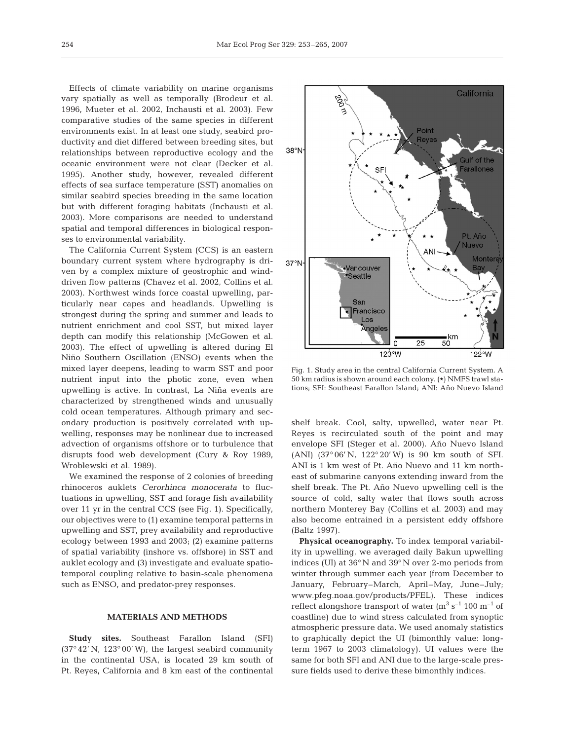Effects of climate variability on marine organisms vary spatially as well as temporally (Brodeur et al. 1996, Mueter et al. 2002, Inchausti et al. 2003). Few comparative studies of the same species in different environments exist. In at least one study, seabird productivity and diet differed between breeding sites, but relationships between reproductive ecology and the oceanic environment were not clear (Decker et al. 1995). Another study, however, revealed different effects of sea surface temperature (SST) anomalies on similar seabird species breeding in the same location but with different foraging habitats (Inchausti et al. 2003). More comparisons are needed to understand spatial and temporal differences in biological responses to environmental variability.

The California Current System (CCS) is an eastern boundary current system where hydrography is driven by a complex mixture of geostrophic and wind-driven flow patterns (Chavez et al. 2002, Collins et al. 2003). Northwest winds force coastal upwelling, particularly near capes and headlands. Upwelling is strongest during the spring and summer and leads to nutrient enrichment and cool SST, but mixed layer depth can modify this relationship (McGowen et al. 2003). The effect of upwelling is altered during El Niño Southern Oscillation (ENSO) events when the mixed layer deepens, leading to warm SST and poor nutrient input into the photic zone, even when upwelling is active. In contrast, La Niña events are characterized by strengthened winds and unusually cold ocean temperatures. Although primary and secondary production is positively correlated with upwelling, responses may be nonlinear due to increased advection of organisms offshore or to turbulence that disrupts food web development (Cury & Roy 1989, Wroblewski et al. 1989).

We examined the response of 2 colonies of breeding rhinoceros auklets *Cerorhinca monocerata* to fluctuations in upwelling, SST and forage fish availability over 11 yr in the central CCS (see Fig. 1). Specifically, our objectives were to (1) examine temporal patterns in upwelling and SST, prey availability and reproductive ecology between 1993 and 2003; (2) examine patterns of spatial variability (inshore vs. offshore) in SST and auklet ecology and (3) investigate and evaluate spatio-temporal coupling relative to basin-scale phenomena such as ENSO, and predator-prey responses.

Fig. 1. Study area in the central California Current System. A 50 km radius is shown around each colony. (★) NMFS trawl stations; SFI: Southeast Farallon Island; ANI: Año Nuevo Island

## MATERIALS AND METHODS

**Study sites.** Southeast Farallon Island (SFI) (37° 42′ N, 123° 00′ W), the largest seabird community in the continental USA, is located 29 km south of Pt. Reyes, California and 8 km east of the continental shelf break. Cool, salty, upwelled, water near Pt. Reyes is recirculated south of the point and may envelope SFI (Steger et al. 2000). Año Nuevo Island (ANI) (37° 06′ N, 122° 20′ W) is 90 km south of SFI. ANI is 1 km west of Pt. Año Nuevo and 11 km northeast of submarine canyons extending inward from the shelf break. The Pt. Año Nuevo upwelling cell is the source of cold, salty water that flows south across northern Monterey Bay (Collins et al. 2003) and may also become entrained in a persistent eddy offshore (Baltz 1997).

**Physical oceanography.** To index temporal variability in upwelling, we averaged daily Bakun upwelling indices (UI) at 36° N and 39° N over 2-mo periods from winter through summer each year (from December to January, February–March, April–May, June–July; www.pfeg.noaa.gov/products/PFEL). These indices reflect alongshore transport of water ($m^3$ $s^{-1}$ 100 $m^{-1}$ of coastline) due to wind stress calculated from synoptic atmospheric pressure data. We used anomaly statistics to graphically depict the UI (bimonthly value: long-term 1967 to 2003 climatology). UI values were the same for both SFI and ANI due to the large-scale pressure fields used to derive these bimonthly indices.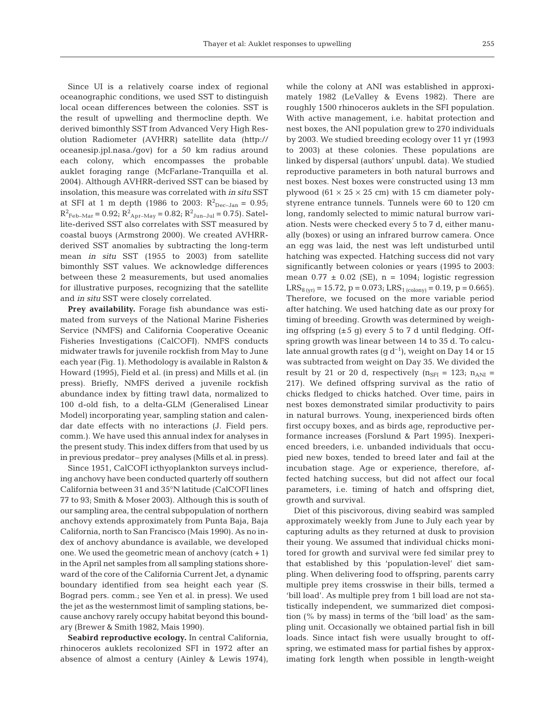Since UI is a relatively coarse index of regional oceanographic conditions, we used SST to distinguish local ocean differences between the colonies. SST is the result of upwelling and thermocline depth. We derived bimonthly SST from Advanced Very High Resolution Radiometer (AVHRR) satellite data (http://oceanesip.jpl.nasa./gov) for a 50 km radius around each colony, which encompasses the probable auklet foraging range (McFarlane-Tranquilla et al. 2004). Although AVHRR-derived SST can be biased by insolation, this measure was correlated with *in situ* SST at SFI at 1 m depth (1986 to 2003: $R^2_{Dec–Jan}$ = 0.95; $R^2_{Feb–Mar}$ = 0.92; $R^2_{Apr–May}$ = 0.82; $R^2_{Jun–Jul}$ = 0.75). Satellite-derived SST also correlates with SST measured by coastal buoys (Armstrong 2000). We created AVHRR-derived SST anomalies by subtracting the long-term mean *in situ* SST (1955 to 2003) from satellite bimonthly SST values. We acknowledge differences between these 2 measurements, but used anomalies for illustrative purposes, recognizing that the satellite and *in situ* SST were closely correlated.

**Prey availability.** Forage fish abundance was estimated from surveys of the National Marine Fisheries Service (NMFS) and California Cooperative Oceanic Fisheries Investigations (CalCOFI). NMFS conducts midwater trawls for juvenile rockfish from May to June each year (Fig. 1). Methodology is available in Ralston & Howard (1995), Field et al. (in press) and Mills et al. (in press). Briefly, NMFS derived a juvenile rockfish abundance index by fitting trawl data, normalized to 100 d-old fish, to a delta-GLM (Generalised Linear Model) incorporating year, sampling station and calendar date effects with no interactions (J. Field pers. comm.). We have used this annual index for analyses in the present study. This index differs from that used by us in previous predator–prey analyses (Mills et al. in press).

Since 1951, CalCOFI icthyoplankton surveys including anchovy have been conducted quarterly off southern California between 31 and 35°N latitude (CalCOFI lines 77 to 93; Smith & Moser 2003). Although this is south of our sampling area, the central subpopulation of northern anchovy extends approximately from Punta Baja, Baja California, north to San Francisco (Mais 1990). As no index of anchovy abundance is available, we developed one. We used the geometric mean of anchovy (catch + 1) in the April net samples from all sampling stations shoreward of the core of the California Current Jet, a dynamic boundary identified from sea height each year (S. Bograd pers. comm.; see Yen et al. in press). We used the jet as the westernmost limit of sampling stations, because anchovy rarely occupy habitat beyond this boundary (Brewer & Smith 1982, Mais 1990).

**Seabird reproductive ecology.** In central California, rhinoceros auklets recolonized SFI in 1972 after an absence of almost a century (Ainley & Lewis 1974), while the colony at ANI was established in approximately 1982 (LeValley & Evens 1982). There are roughly 1500 rhinoceros auklets in the SFI population. With active management, i.e. habitat protection and nest boxes, the ANI population grew to 270 individuals by 2003. We studied breeding ecology over 11 yr (1993 to 2003) at these colonies. These populations are linked by dispersal (authors' unpubl. data). We studied reproductive parameters in both natural burrows and nest boxes. Nest boxes were constructed using 13 mm plywood (61 × 25 × 25 cm) with 15 cm diameter polystyrene entrance tunnels. Tunnels were 60 to 120 cm long, randomly selected to mimic natural burrow variation. Nests were checked every 5 to 7 d, either manually (boxes) or using an infrared burrow camera. Once an egg was laid, the nest was left undisturbed until hatching was expected. Hatching success did not vary significantly between colonies or years (1995 to 2003: mean 0.77 ± 0.02 (SE), n = 1094; logistic regression $LRS_{8\,(yr)}$ = 15.72, p = 0.073; $LRS_{1\,(colony)}$ = 0.19, p = 0.665). Therefore, we focused on the more variable period after hatching. We used hatching date as our proxy for timing of breeding. Growth was determined by weighing offspring (±5 g) every 5 to 7 d until fledging. Offspring growth was linear between 14 to 35 d. To calculate annual growth rates (g $d^{-1}$), weight on Day 14 or 15 was subtracted from weight on Day 35. We divided the result by 21 or 20 d, respectively ($n_{SFI}$ = 123; $n_{ANI}$ = 217). We defined offspring survival as the ratio of chicks fledged to chicks hatched. Over time, pairs in nest boxes demonstrated similar productivity to pairs in natural burrows. Young, inexperienced birds often first occupy boxes, and as birds age, reproductive performance increases (Forslund & Part 1995). Inexperienced breeders, i.e. unbanded individuals that occupied new boxes, tended to breed later and fail at the incubation stage. Age or experience, therefore, affected hatching success, but did not affect our focal parameters, i.e. timing of hatch and offspring diet, growth and survival.

Diet of this piscivorous, diving seabird was sampled approximately weekly from June to July each year by capturing adults as they returned at dusk to provision their young. We assumed that individual chicks monitored for growth and survival were fed similar prey to that established by this 'population-level' diet sampling. When delivering food to offspring, parents carry multiple prey items crosswise in their bills, termed a 'bill load'. As multiple prey from 1 bill load are not statistically independent, we summarized diet composition (% by mass) in terms of the 'bill load' as the sampling unit. Occasionally we obtained partial fish in bill loads. Since intact fish were usually brought to offspring, we estimated mass for partial fishes by approximating fork length when possible in length-weight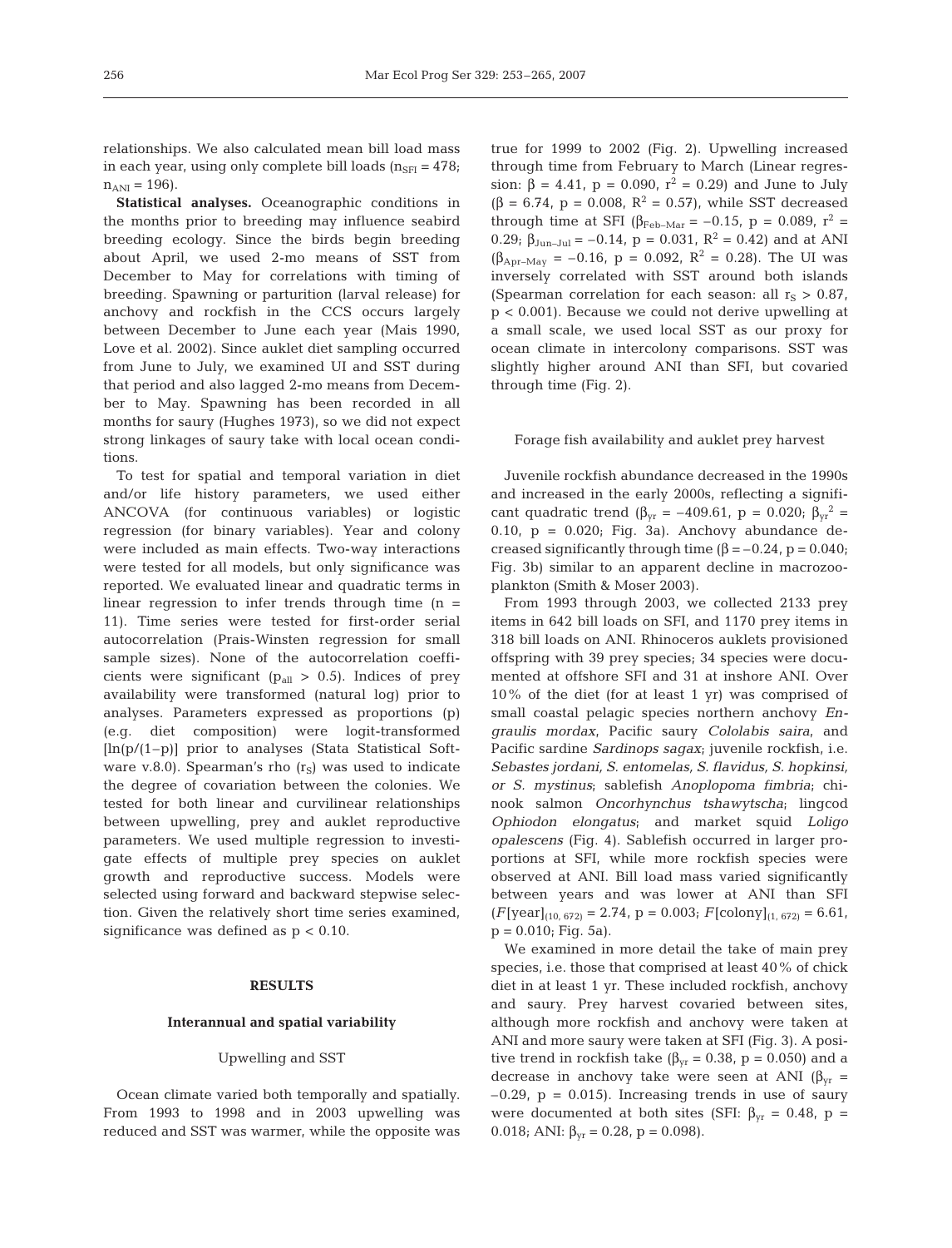relationships. We also calculated mean bill load mass in each year, using only complete bill loads ($n_{SFI}$ = 478; $n_{ANI}$ = 196).

**Statistical analyses.** Oceanographic conditions in the months prior to breeding may influence seabird breeding ecology. Since the birds begin breeding about April, we used 2-mo means of SST from December to May for correlations with timing of breeding. Spawning or parturition (larval release) for anchovy and rockfish in the CCS occurs largely between December to June each year (Mais 1990, Love et al. 2002). Since auklet diet sampling occurred from June to July, we examined UI and SST during that period and also lagged 2-mo means from December to May. Spawning has been recorded in all months for saury (Hughes 1973), so we did not expect strong linkages of saury take with local ocean conditions.

To test for spatial and temporal variation in diet and/or life history parameters, we used either ANCOVA (for continuous variables) or logistic regression (for binary variables). Year and colony were included as main effects. Two-way interactions were tested for all models, but only significance was reported. We evaluated linear and quadratic terms in linear regression to infer trends through time (n = 11). Time series were tested for first-order serial autocorrelation (Prais-Winsten regression for small sample sizes). None of the autocorrelation coefficients were significant ($p_{all}$ > 0.5). Indices of prey availability were transformed (natural log) prior to analyses. Parameters expressed as proportions (p) (e.g. diet composition) were logit-transformed [$\ln(p/(1-p))$] prior to analyses (Stata Statistical Software v.8.0). Spearman's rho ($r_S$) was used to indicate the degree of covariation between the colonies. We tested for both linear and curvilinear relationships between upwelling, prey and auklet reproductive parameters. We used multiple regression to investigate effects of multiple prey species on auklet growth and reproductive success. Models were selected using forward and backward stepwise selection. Given the relatively short time series examined, significance was defined as $p < 0.10$.

## RESULTS

### Interannual and spatial variability

#### Upwelling and SST

Ocean climate varied both temporally and spatially. From 1993 to 1998 and in 2003 upwelling was reduced and SST was warmer, while the opposite was true for 1999 to 2002 (Fig. 2). Upwelling increased through time from February to March (Linear regression: $\beta$ = 4.41, p = 0.090, $r^2$ = 0.29) and June to July ($\beta$ = 6.74, p = 0.008, $R^2$ = 0.57), while SST decreased through time at SFI ($\beta_{Feb-Mar}$ = −0.15, p = 0.089, $r^2$ = 0.29; $\beta_{Jun-Jul}$ = −0.14, p = 0.031, $R^2$ = 0.42) and at ANI ($\beta_{Apr-May}$ = −0.16, p = 0.092, $R^2$ = 0.28). The UI was inversely correlated with SST around both islands (Spearman correlation for each season: all $r_S$ > 0.87, p < 0.001). Because we could not derive upwelling at a small scale, we used local SST as our proxy for ocean climate in intercolony comparisons. SST was slightly higher around ANI than SFI, but covaried through time (Fig. 2).

#### Forage fish availability and auklet prey harvest

Juvenile rockfish abundance decreased in the 1990s and increased in the early 2000s, reflecting a significant quadratic trend ($\beta_{yr}$ = −409.61, p = 0.020; $\beta_{yr}{}^2$ = 0.10, p = 0.020; Fig. 3a). Anchovy abundance decreased significantly through time ($\beta$ = −0.24, p = 0.040; Fig. 3b) similar to an apparent decline in macrozooplankton (Smith & Moser 2003).

From 1993 through 2003, we collected 2133 prey items in 642 bill loads on SFI, and 1170 prey items in 318 bill loads on ANI. Rhinoceros auklets provisioned offspring with 39 prey species; 34 species were documented at offshore SFI and 31 at inshore ANI. Over 10% of the diet (for at least 1 yr) was comprised of small coastal pelagic species northern anchovy *Engraulis mordax*, Pacific saury *Cololabis saira*, and Pacific sardine *Sardinops sagax*; juvenile rockfish, i.e. *Sebastes jordani, S. entomelas, S. flavidus, S. hopkinsi, or S. mystinus*; sablefish *Anoplopoma fimbria*; chinook salmon *Oncorhynchus tshawytscha*; lingcod *Ophiodon elongatus*; and market squid *Loligo opalescens* (Fig. 4). Sablefish occurred in larger proportions at SFI, while more rockfish species were observed at ANI. Bill load mass varied significantly between years and was lower at ANI than SFI ($F$[year]$_{(10,\,672)}$ = 2.74, p = 0.003; $F$[colony]$_{(1,\,672)}$ = 6.61, p = 0.010; Fig. 5a).

We examined in more detail the take of main prey species, i.e. those that comprised at least 40% of chick diet in at least 1 yr. These included rockfish, anchovy and saury. Prey harvest covaried between sites, although more rockfish and anchovy were taken at ANI and more saury were taken at SFI (Fig. 3). A positive trend in rockfish take ($\beta_{yr}$ = 0.38, p = 0.050) and a decrease in anchovy take were seen at ANI ($\beta_{yr}$ = −0.29, p = 0.015). Increasing trends in use of saury were documented at both sites (SFI: $\beta_{yr}$ = 0.48, p = 0.018; ANI: $\beta_{yr}$ = 0.28, p = 0.098).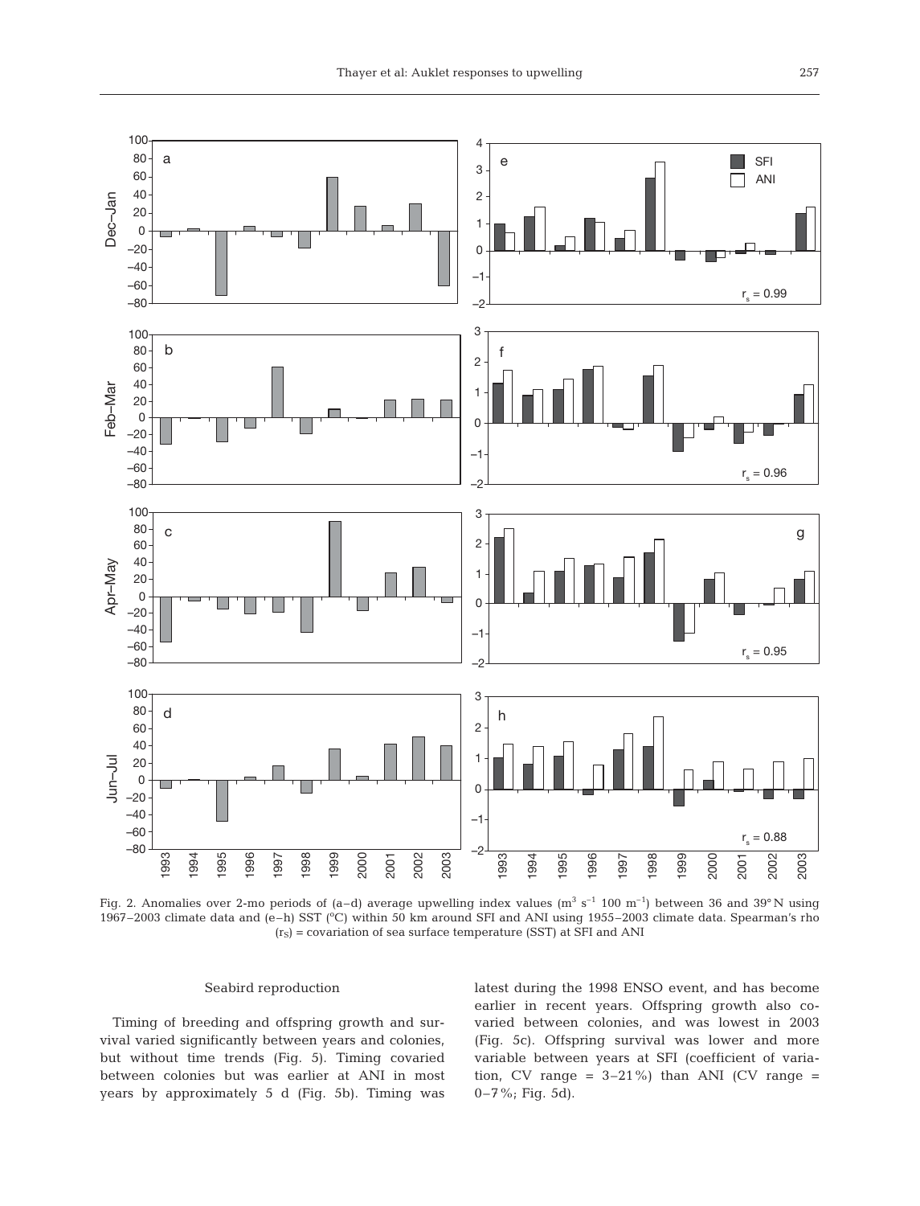Fig. 2. Anomalies over 2-mo periods of (a–d) average upwelling index values ($m^3\ s^{-1}\ 100\ m^{-1}$) between 36 and 39° N using 1967–2003 climate data and (e–h) SST (°C) within 50 km around SFI and ANI using 1955–2003 climate data. Spearman's rho ($r_S$) = covariation of sea surface temperature (SST) at SFI and ANI

### Seabird reproduction

Timing of breeding and offspring growth and survival varied significantly between years and colonies, but without time trends (Fig. 5). Timing covaried between colonies but was earlier at ANI in most years by approximately 5 d (Fig. 5b). Timing was latest during the 1998 ENSO event, and has become earlier in recent years. Offspring growth also covaried between colonies, and was lowest in 2003 (Fig. 5c). Offspring survival was lower and more variable between years at SFI (coefficient of variation, CV range = 3–21%) than ANI (CV range = 0–7%; Fig. 5d).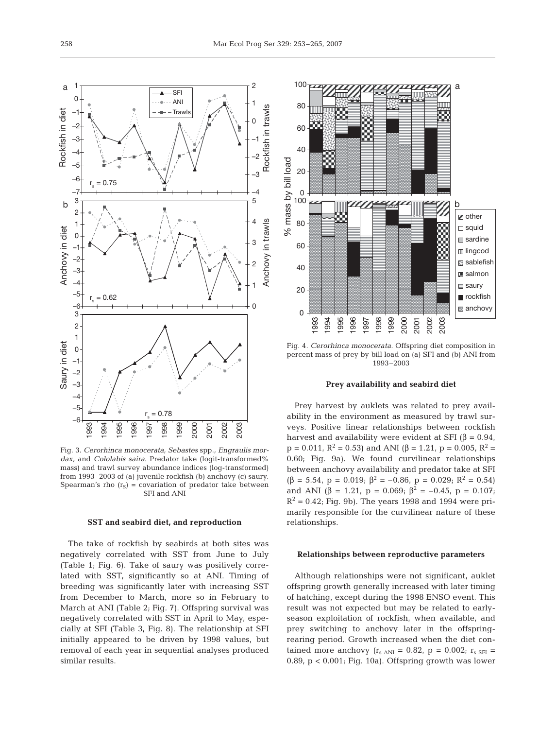Fig. 3. *Cerorhinca monocerata*, *Sebastes* spp., *Engraulis mordax*, and *Cololabis saira*. Predator take (logit-transformed% mass) and trawl survey abundance indices (log-transformed) from 1993–2003 of (a) juvenile rockfish (b) anchovy (c) saury. Spearman's rho ($r_S$) = covariation of predator take between SFI and ANI

Fig. 4. *Cerorhinca monocerata*. Offspring diet composition in percent mass of prey by bill load on (a) SFI and (b) ANI from 1993–2003

### SST and seabird diet, and reproduction

The take of rockfish by seabirds at both sites was negatively correlated with SST from June to July (Table 1; Fig. 6). Take of saury was positively correlated with SST, significantly so at ANI. Timing of breeding was significantly later with increasing SST from December to March, more so in February to March at ANI (Table 2; Fig. 7). Offspring survival was negatively correlated with SST in April to May, especially at SFI (Table 3, Fig. 8). The relationship at SFI initially appeared to be driven by 1998 values, but removal of each year in sequential analyses produced similar results.

### Prey availability and seabird diet

Prey harvest by auklets was related to prey availability in the environment as measured by trawl surveys. Positive linear relationships between rockfish harvest and availability were evident at SFI ($\beta = 0.94$, $p = 0.011$, $R^2 = 0.53$) and ANI ($\beta = 1.21$, $p = 0.005$, $R^2 = 0.60$; Fig. 9a). We found curvilinear relationships between anchovy availability and predator take at SFI ($\beta = 5.54$, $p = 0.019$; $\beta^2 = -0.86$, $p = 0.029$; $R^2 = 0.54$) and ANI ($\beta = 1.21$, $p = 0.069$; $\beta^2 = -0.45$, $p = 0.107$; $R^2 = 0.42$; Fig. 9b). The years 1998 and 1994 were primarily responsible for the curvilinear nature of these relationships.

### Relationships between reproductive parameters

Although relationships were not significant, auklet offspring growth generally increased with later timing of hatching, except during the 1998 ENSO event. This result was not expected but may be related to early-season exploitation of rockfish, when available, and prey switching to anchovy later in the offspring-rearing period. Growth increased when the diet contained more anchovy ($r_{s\ ANI} = 0.82$, $p = 0.002$; $r_{s\ SFI} = 0.89$, $p < 0.001$; Fig. 10a). Offspring growth was lower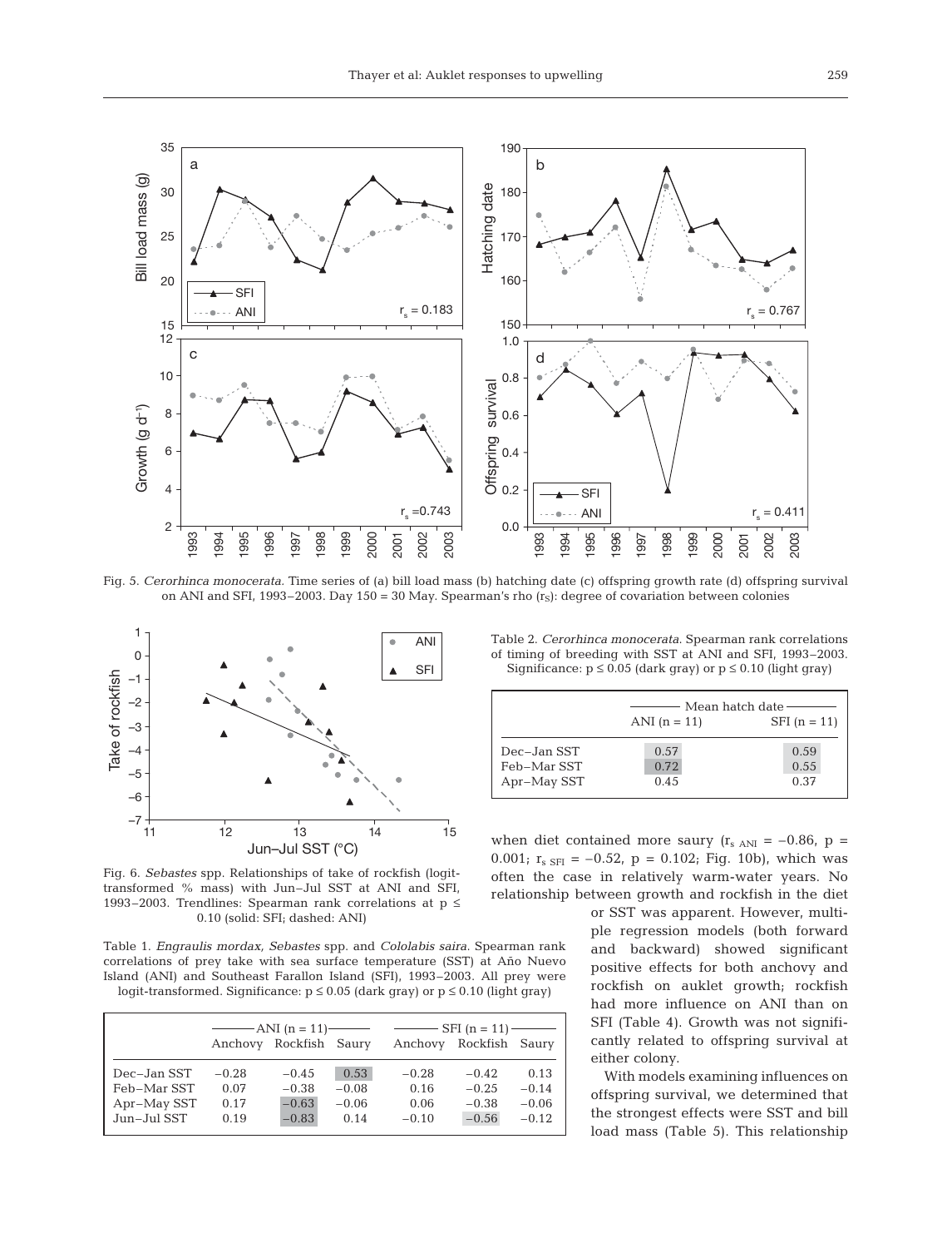Fig. 5. *Cerorhinca monocerata*. Time series of (a) bill load mass (b) hatching date (c) offspring growth rate (d) offspring survival on ANI and SFI, 1993–2003. Day 150 = 30 May. Spearman's rho ($r_S$): degree of covariation between colonies

Fig. 6. *Sebastes* spp. Relationships of take of rockfish (logit-transformed % mass) with Jun–Jul SST at ANI and SFI, 1993–2003. Trendlines: Spearman rank correlations at $p \leq 0.10$ (solid: SFI; dashed: ANI)

Table 1. *Engraulis mordax*, *Sebastes* spp. and *Cololabis saira*. Spearman rank correlations of prey take with sea surface temperature (SST) at Año Nuevo Island (ANI) and Southeast Farallon Island (SFI), 1993–2003. All prey were logit-transformed. Significance: $p \leq 0.05$ (dark gray) or $p \leq 0.10$ (light gray)

| | ANI (n = 11) | | | SFI (n = 11) | | |
|---|---|---|---|---|---|---|
| | Anchovy | Rockfish | Saury | Anchovy | Rockfish | Saury |
| Dec–Jan SST | −0.28 | −0.45 | 0.53 | −0.28 | −0.42 | 0.13 |
| Feb–Mar SST | 0.07 | −0.38 | −0.08 | 0.16 | −0.25 | −0.14 |
| Apr–May SST | 0.17 | −0.63 | −0.06 | 0.06 | −0.38 | −0.06 |
| Jun–Jul SST | 0.19 | −0.83 | 0.14 | −0.10 | −0.56 | −0.12 |

Table 2. *Cerorhinca monocerata*. Spearman rank correlations of timing of breeding with SST at ANI and SFI, 1993–2003. Significance: $p \leq 0.05$ (dark gray) or $p \leq 0.10$ (light gray)

| | Mean hatch date | |
|---|---|---|
| | ANI (n = 11) | SFI (n = 11) |
| Dec–Jan SST | 0.57 | 0.59 |
| Feb–Mar SST | 0.72 | 0.55 |
| Apr–May SST | 0.45 | 0.37 |

when diet contained more saury ($r_{s\ ANI} = -0.86$, $p = 0.001$; $r_{s\ SFI} = -0.52$, $p = 0.102$; Fig. 10b), which was often the case in relatively warm-water years. No relationship between growth and rockfish in the diet or SST was apparent. However, multiple regression models (both forward and backward) showed significant positive effects for both anchovy and rockfish on auklet growth; rockfish had more influence on ANI than on SFI (Table 4). Growth was not significantly related to offspring survival at either colony.

With models examining influences on offspring survival, we determined that the strongest effects were SST and bill load mass (Table 5). This relationship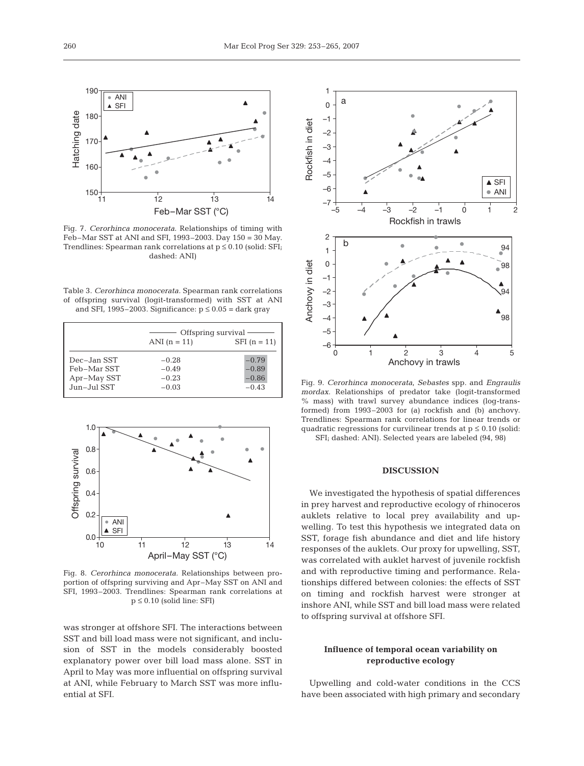Fig. 7. *Cerorhinca monocerata*. Relationships of timing with Feb–Mar SST at ANI and SFI, 1993–2003. Day 150 = 30 May. Trendlines: Spearman rank correlations at $p \leq 0.10$ (solid: SFI; dashed: ANI)

Table 3. *Cerorhinca monocerata*. Spearman rank correlations of offspring survival (logit-transformed) with SST at ANI and SFI, 1995–2003. Significance: $p \leq 0.05$ = dark gray

| | Offspring survival | |
|---|---|---|
| | ANI (n = 11) | SFI (n = 11) |
| Dec–Jan SST | −0.28 | −0.79 |
| Feb–Mar SST | −0.49 | −0.89 |
| Apr–May SST | −0.23 | −0.86 |
| Jun–Jul SST | −0.03 | −0.43 |

Fig. 8. *Cerorhinca monocerata*. Relationships between proportion of offspring surviving and Apr–May SST on ANI and SFI, 1993–2003. Trendlines: Spearman rank correlations at $p \leq 0.10$ (solid line: SFI)

was stronger at offshore SFI. The interactions between SST and bill load mass were not significant, and inclusion of SST in the models considerably boosted explanatory power over bill load mass alone. SST in April to May was more influential on offspring survival at ANI, while February to March SST was more influential at SFI.

Fig. 9. *Cerorhinca monocerata*, *Sebastes* spp. and *Engraulis mordax*. Relationships of predator take (logit-transformed % mass) with trawl survey abundance indices (log-transformed) from 1993–2003 for (a) rockfish and (b) anchovy. Trendlines: Spearman rank correlations for linear trends or quadratic regressions for curvilinear trends at $p \leq 0.10$ (solid: SFI; dashed: ANI). Selected years are labeled (94, 98)

## DISCUSSION

We investigated the hypothesis of spatial differences in prey harvest and reproductive ecology of rhinoceros auklets relative to local prey availability and upwelling. To test this hypothesis we integrated data on SST, forage fish abundance and diet and life history responses of the auklets. Our proxy for upwelling, SST, was correlated with auklet harvest of juvenile rockfish and with reproductive timing and performance. Relationships differed between colonies: the effects of SST on timing and rockfish harvest were stronger at inshore ANI, while SST and bill load mass were related to offspring survival at offshore SFI.

### Influence of temporal ocean variability on reproductive ecology

Upwelling and cold-water conditions in the CCS have been associated with high primary and secondary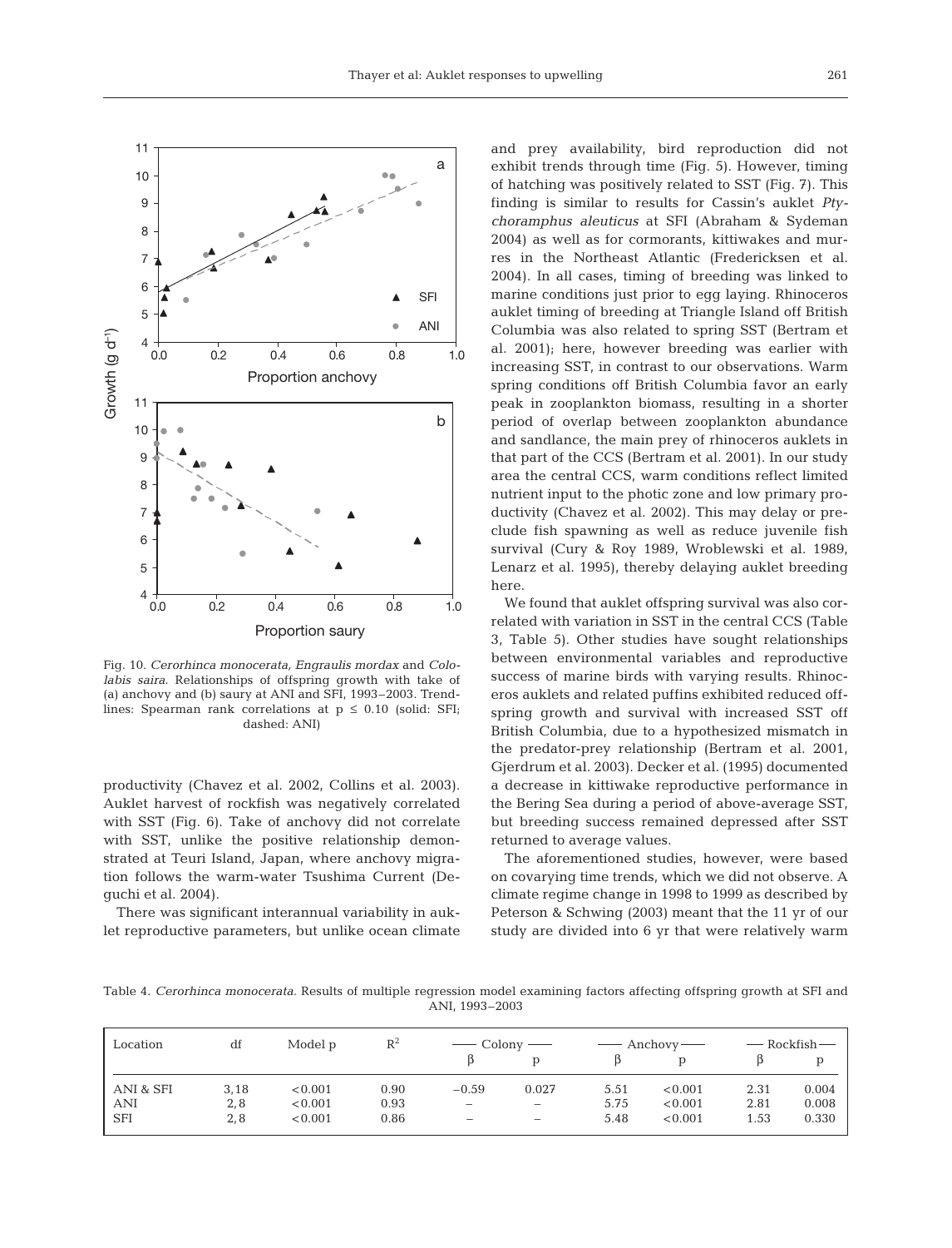Fig. 10. *Cerorhinca monocerata, Engraulis mordax* and *Cololabis saira.* Relationships of offspring growth with take of (a) anchovy and (b) saury at ANI and SFI, 1993–2003. Trendlines: Spearman rank correlations at $p \leq 0.10$ (solid: SFI; dashed: ANI)

productivity (Chavez et al. 2002, Collins et al. 2003). Auklet harvest of rockfish was negatively correlated with SST (Fig. 6). Take of anchovy did not correlate with SST, unlike the positive relationship demonstrated at Teuri Island, Japan, where anchovy migration follows the warm-water Tsushima Current (Deguchi et al. 2004).

There was significant interannual variability in auklet reproductive parameters, but unlike ocean climate and prey availability, bird reproduction did not exhibit trends through time (Fig. 5). However, timing of hatching was positively related to SST (Fig. 7). This finding is similar to results for Cassin's auklet *Ptychoramphus aleuticus* at SFI (Abraham & Sydeman 2004) as well as for cormorants, kittiwakes and murres in the Northeast Atlantic (Fredericksen et al. 2004). In all cases, timing of breeding was linked to marine conditions just prior to egg laying. Rhinoceros auklet timing of breeding at Triangle Island off British Columbia was also related to spring SST (Bertram et al. 2001); here, however breeding was earlier with increasing SST, in contrast to our observations. Warm spring conditions off British Columbia favor an early peak in zooplankton biomass, resulting in a shorter period of overlap between zooplankton abundance and sandlance, the main prey of rhinoceros auklets in that part of the CCS (Bertram et al. 2001). In our study area the central CCS, warm conditions reflect limited nutrient input to the photic zone and low primary productivity (Chavez et al. 2002). This may delay or preclude fish spawning as well as reduce juvenile fish survival (Cury & Roy 1989, Wroblewski et al. 1989, Lenarz et al. 1995), thereby delaying auklet breeding here.

We found that auklet offspring survival was also correlated with variation in SST in the central CCS (Table 3, Table 5). Other studies have sought relationships between environmental variables and reproductive success of marine birds with varying results. Rhinoceros auklets and related puffins exhibited reduced offspring growth and survival with increased SST off British Columbia, due to a hypothesized mismatch in the predator-prey relationship (Bertram et al. 2001, Gjerdrum et al. 2003). Decker et al. (1995) documented a decrease in kittiwake reproductive performance in the Bering Sea during a period of above-average SST, but breeding success remained depressed after SST returned to average values.

The aforementioned studies, however, were based on covarying time trends, which we did not observe. A climate regime change in 1998 to 1999 as described by Peterson & Schwing (2003) meant that the 11 yr of our study are divided into 6 yr that were relatively warm

Table 4. *Cerorhinca monocerata.* Results of multiple regression model examining factors affecting offspring growth at SFI and ANI, 1993–2003

| Location | df | Model p | $R^2$ | Colony | | Anchovy | | Rockfish | |
|---|---|---|---|---|---|---|---|---|---|
| | | | | β | p | β | p | β | p |
| ANI & SFI | 3,18 | <0.001 | 0.90 | −0.59 | 0.027 | 5.51 | <0.001 | 2.31 | 0.004 |
| ANI | 2,8 | <0.001 | 0.93 | – | – | 5.75 | <0.001 | 2.81 | 0.008 |
| SFI | 2,8 | <0.001 | 0.86 | – | – | 5.48 | <0.001 | 1.53 | 0.330 |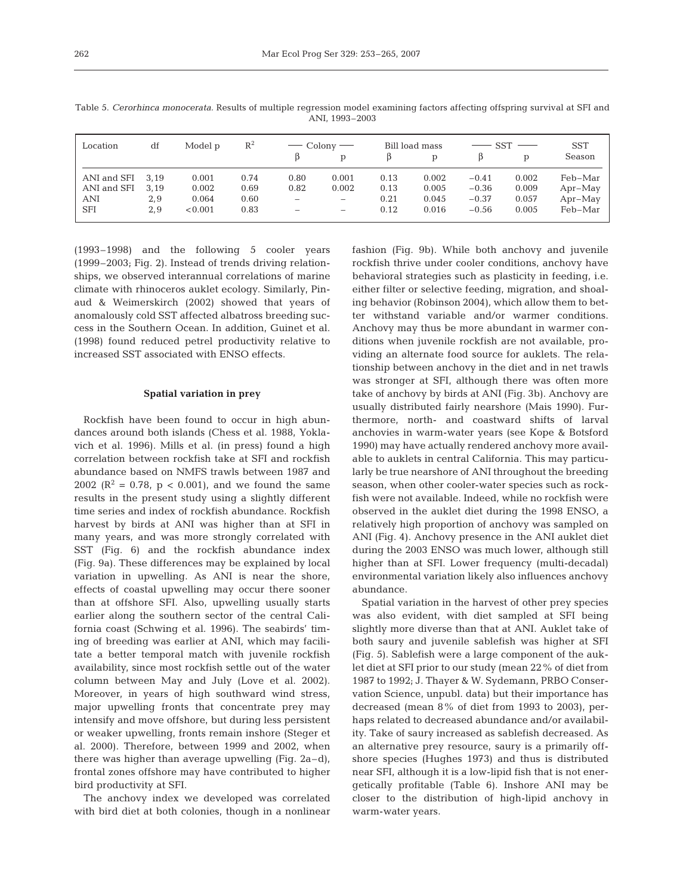Table 5. *Cerorhinca monocerata.* Results of multiple regression model examining factors affecting offspring survival at SFI and ANI, 1993–2003

| Location | df | Model p | $R^2$ | Colony | | Bill load mass | | SST | | SST Season |
|---|---|---|---|---|---|---|---|---|---|---|
| | | | | β | p | β | p | β | p | |
| ANI and SFI | 3,19 | 0.001 | 0.74 | 0.80 | 0.001 | 0.13 | 0.002 | −0.41 | 0.002 | Feb–Mar |
| ANI and SFI | 3,19 | 0.002 | 0.69 | 0.82 | 0.002 | 0.13 | 0.005 | −0.36 | 0.009 | Apr–May |
| ANI | 2,9 | 0.064 | 0.60 | – | – | 0.21 | 0.045 | −0.37 | 0.057 | Apr–May |
| SFI | 2,9 | <0.001 | 0.83 | – | – | 0.12 | 0.016 | −0.56 | 0.005 | Feb–Mar |

(1993–1998) and the following 5 cooler years (1999–2003; Fig. 2). Instead of trends driving relationships, we observed interannual correlations of marine climate with rhinoceros auklet ecology. Similarly, Pinaud & Weimerskirch (2002) showed that years of anomalously cold SST affected albatross breeding success in the Southern Ocean. In addition, Guinet et al. (1998) found reduced petrel productivity relative to increased SST associated with ENSO effects.

### Spatial variation in prey

Rockfish have been found to occur in high abundances around both islands (Chess et al. 1988, Yoklavich et al. 1996). Mills et al. (in press) found a high correlation between rockfish take at SFI and rockfish abundance based on NMFS trawls between 1987 and 2002 ($R^2 = 0.78$, $p < 0.001$), and we found the same results in the present study using a slightly different time series and index of rockfish abundance. Rockfish harvest by birds at ANI was higher than at SFI in many years, and was more strongly correlated with SST (Fig. 6) and the rockfish abundance index (Fig. 9a). These differences may be explained by local variation in upwelling. As ANI is near the shore, effects of coastal upwelling may occur there sooner than at offshore SFI. Also, upwelling usually starts earlier along the southern sector of the central California coast (Schwing et al. 1996). The seabirds' timing of breeding was earlier at ANI, which may facilitate a better temporal match with juvenile rockfish availability, since most rockfish settle out of the water column between May and July (Love et al. 2002). Moreover, in years of high southward wind stress, major upwelling fronts that concentrate prey may intensify and move offshore, but during less persistent or weaker upwelling, fronts remain inshore (Steger et al. 2000). Therefore, between 1999 and 2002, when there was higher than average upwelling (Fig. 2a–d), frontal zones offshore may have contributed to higher bird productivity at SFI.

The anchovy index we developed was correlated with bird diet at both colonies, though in a nonlinear fashion (Fig. 9b). While both anchovy and juvenile rockfish thrive under cooler conditions, anchovy have behavioral strategies such as plasticity in feeding, i.e. either filter or selective feeding, migration, and shoaling behavior (Robinson 2004), which allow them to better withstand variable and/or warmer conditions. Anchovy may thus be more abundant in warmer conditions when juvenile rockfish are not available, providing an alternate food source for auklets. The relationship between anchovy in the diet and in net trawls was stronger at SFI, although there was often more take of anchovy by birds at ANI (Fig. 3b). Anchovy are usually distributed fairly nearshore (Mais 1990). Furthermore, north- and coastward shifts of larval anchovies in warm-water years (see Kope & Botsford 1990) may have actually rendered anchovy more available to auklets in central California. This may particularly be true nearshore of ANI throughout the breeding season, when other cooler-water species such as rockfish were not available. Indeed, while no rockfish were observed in the auklet diet during the 1998 ENSO, a relatively high proportion of anchovy was sampled on ANI (Fig. 4). Anchovy presence in the ANI auklet diet during the 2003 ENSO was much lower, although still higher than at SFI. Lower frequency (multi-decadal) environmental variation likely also influences anchovy abundance.

Spatial variation in the harvest of other prey species was also evident, with diet sampled at SFI being slightly more diverse than that at ANI. Auklet take of both saury and juvenile sablefish was higher at SFI (Fig. 5). Sablefish were a large component of the auklet diet at SFI prior to our study (mean 22% of diet from 1987 to 1992; J. Thayer & W. Sydemann, PRBO Conservation Science, unpubl. data) but their importance has decreased (mean 8% of diet from 1993 to 2003), perhaps related to decreased abundance and/or availability. Take of saury increased as sablefish decreased. As an alternative prey resource, saury is a primarily offshore species (Hughes 1973) and thus is distributed near SFI, although it is a low-lipid fish that is not energetically profitable (Table 6). Inshore ANI may be closer to the distribution of high-lipid anchovy in warm-water years.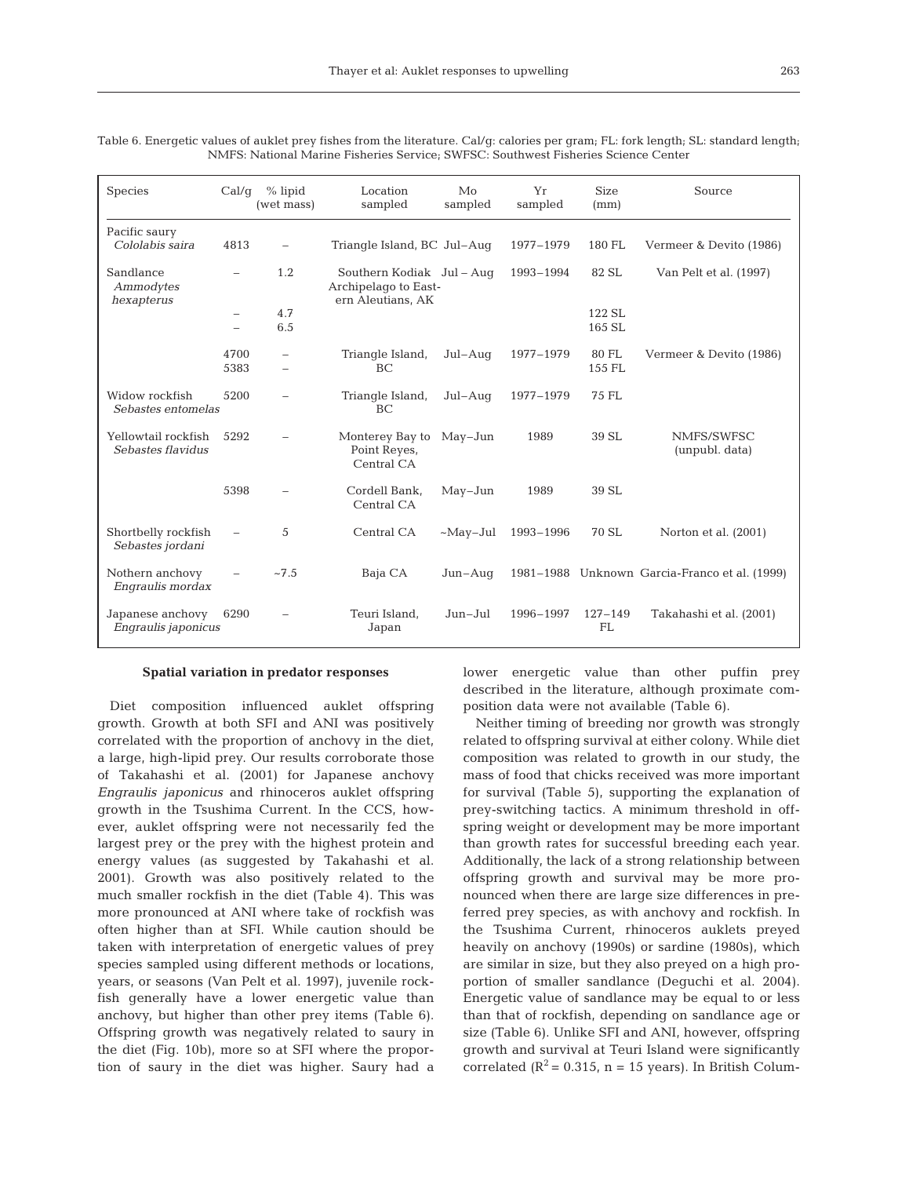Table 6. Energetic values of auklet prey fishes from the literature. Cal/g: calories per gram; FL: fork length; SL: standard length; NMFS: National Marine Fisheries Service; SWFSC: Southwest Fisheries Science Center

| Species | Cal/g | % lipid (wet mass) | Location sampled | Mo sampled | Yr sampled | Size (mm) | Source |
|---|---|---|---|---|---|---|---|
| Pacific saury *Cololabis saira* | 4813 | – | Triangle Island, BC | Jul–Aug | 1977–1979 | 180 FL | Vermeer & Devito (1986) |
| Sandlance *Ammodytes hexapterus* | – | 1.2 | Southern Kodiak Archipelago to Eastern Aleutians, AK | Jul – Aug | 1993–1994 | 82 SL | Van Pelt et al. (1997) |
| | – | 4.7 | | | | 122 SL | |
| | – | 6.5 | | | | 165 SL | |
| | 4700 | – | Triangle Island, BC | Jul–Aug | 1977–1979 | 80 FL | Vermeer & Devito (1986) |
| | 5383 | – | | | | 155 FL | |
| Widow rockfish *Sebastes entomelas* | 5200 | – | Triangle Island, BC | Jul–Aug | 1977–1979 | 75 FL | |
| Yellowtail rockfish *Sebastes flavidus* | 5292 | – | Monterey Bay to Point Reyes, Central CA | May–Jun | 1989 | 39 SL | NMFS/SWFSC (unpubl. data) |
| | 5398 | – | Cordell Bank, Central CA | May–Jun | 1989 | 39 SL | |
| Shortbelly rockfish *Sebastes jordani* | – | 5 | Central CA | ~May–Jul | 1993–1996 | 70 SL | Norton et al. (2001) |
| Nothern anchovy *Engraulis mordax* | – | ~7.5 | Baja CA | Jun–Aug | 1981–1988 | Unknown | Garcia-Franco et al. (1999) |
| Japanese anchovy *Engraulis japonicus* | 6290 | – | Teuri Island, Japan | Jun–Jul | 1996–1997 | 127–149 FL | Takahashi et al. (2001) |

### Spatial variation in predator responses

Diet composition influenced auklet offspring growth. Growth at both SFI and ANI was positively correlated with the proportion of anchovy in the diet, a large, high-lipid prey. Our results corroborate those of Takahashi et al. (2001) for Japanese anchovy *Engraulis japonicus* and rhinoceros auklet offspring growth in the Tsushima Current. In the CCS, however, auklet offspring were not necessarily fed the largest prey or the prey with the highest protein and energy values (as suggested by Takahashi et al. 2001). Growth was also positively related to the much smaller rockfish in the diet (Table 4). This was more pronounced at ANI where take of rockfish was often higher than at SFI. While caution should be taken with interpretation of energetic values of prey species sampled using different methods or locations, years, or seasons (Van Pelt et al. 1997), juvenile rockfish generally have a lower energetic value than anchovy, but higher than other prey items (Table 6). Offspring growth was negatively related to saury in the diet (Fig. 10b), more so at SFI where the proportion of saury in the diet was higher. Saury had a lower energetic value than other puffin prey described in the literature, although proximate composition data were not available (Table 6).

Neither timing of breeding nor growth was strongly related to offspring survival at either colony. While diet composition was related to growth in our study, the mass of food that chicks received was more important for survival (Table 5), supporting the explanation of prey-switching tactics. A minimum threshold in offspring weight or development may be more important than growth rates for successful breeding each year. Additionally, the lack of a strong relationship between offspring growth and survival may be more pronounced when there are large size differences in preferred prey species, as with anchovy and rockfish. In the Tsushima Current, rhinoceros auklets preyed heavily on anchovy (1990s) or sardine (1980s), which are similar in size, but they also preyed on a high proportion of smaller sandlance (Deguchi et al. 2004). Energetic value of sandlance may be equal to or less than that of rockfish, depending on sandlance age or size (Table 6). Unlike SFI and ANI, however, offspring growth and survival at Teuri Island were significantly correlated ($R^2 = 0.315$, n = 15 years). In British Colum-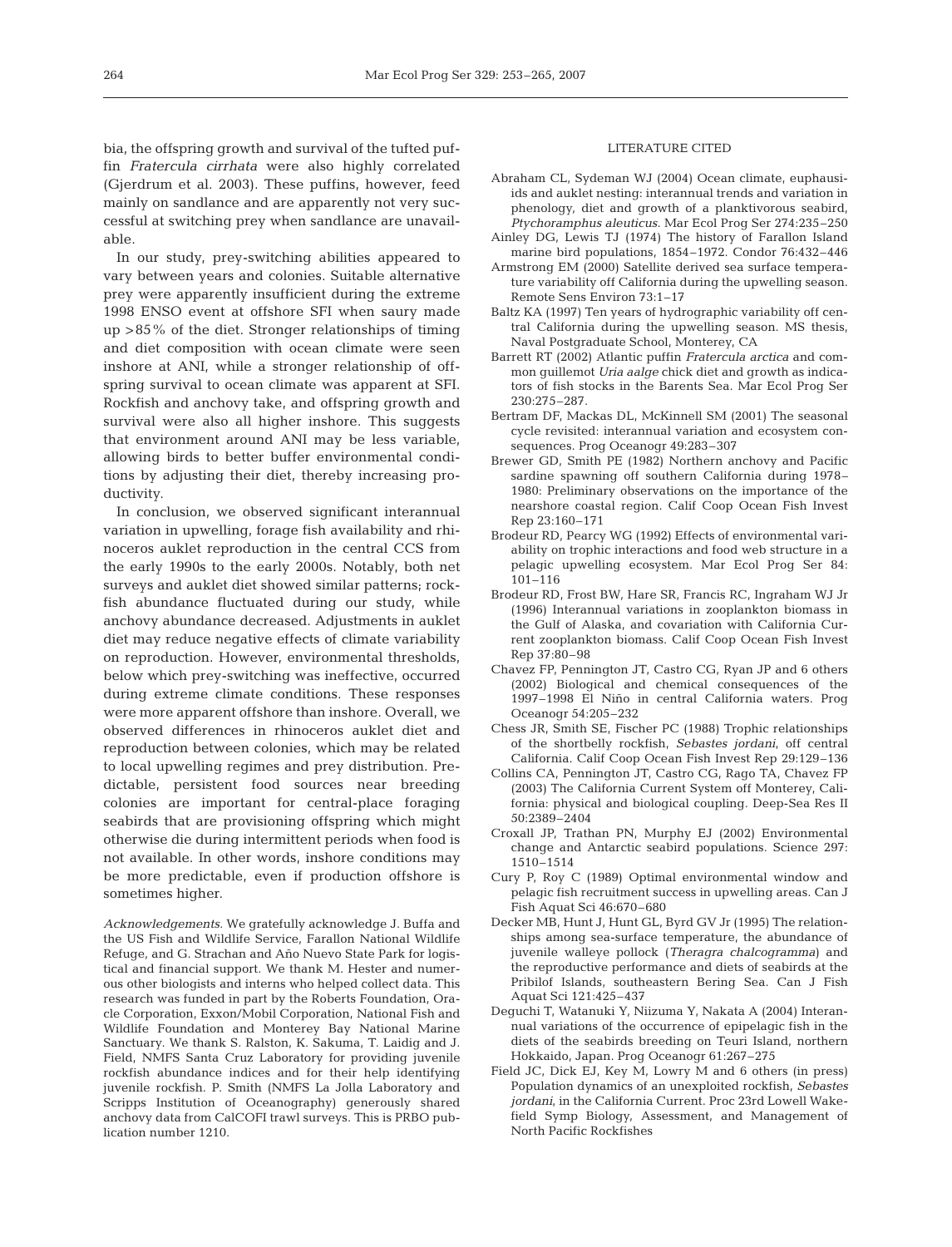bia, the offspring growth and survival of the tufted puffin *Fratercula cirrhata* were also highly correlated (Gjerdrum et al. 2003). These puffins, however, feed mainly on sandlance and are apparently not very successful at switching prey when sandlance are unavailable.

In our study, prey-switching abilities appeared to vary between years and colonies. Suitable alternative prey were apparently insufficient during the extreme 1998 ENSO event at offshore SFI when saury made up >85% of the diet. Stronger relationships of timing and diet composition with ocean climate were seen inshore at ANI, while a stronger relationship of offspring survival to ocean climate was apparent at SFI. Rockfish and anchovy take, and offspring growth and survival were also all higher inshore. This suggests that environment around ANI may be less variable, allowing birds to better buffer environmental conditions by adjusting their diet, thereby increasing productivity.

In conclusion, we observed significant interannual variation in upwelling, forage fish availability and rhinoceros auklet reproduction in the central CCS from the early 1990s to the early 2000s. Notably, both net surveys and auklet diet showed similar patterns; rockfish abundance fluctuated during our study, while anchovy abundance decreased. Adjustments in auklet diet may reduce negative effects of climate variability on reproduction. However, environmental thresholds, below which prey-switching was ineffective, occurred during extreme climate conditions. These responses were more apparent offshore than inshore. Overall, we observed differences in rhinoceros auklet diet and reproduction between colonies, which may be related to local upwelling regimes and prey distribution. Predictable, persistent food sources near breeding colonies are important for central-place foraging seabirds that are provisioning offspring which might otherwise die during intermittent periods when food is not available. In other words, inshore conditions may be more predictable, even if production offshore is sometimes higher.

*Acknowledgements.* We gratefully acknowledge J. Buffa and the US Fish and Wildlife Service, Farallon National Wildlife Refuge, and G. Strachan and Año Nuevo State Park for logistical and financial support. We thank M. Hester and numerous other biologists and interns who helped collect data. This research was funded in part by the Roberts Foundation, Oracle Corporation, Exxon/Mobil Corporation, National Fish and Wildlife Foundation and Monterey Bay National Marine Sanctuary. We thank S. Ralston, K. Sakuma, T. Laidig and J. Field, NMFS Santa Cruz Laboratory for providing juvenile rockfish abundance indices and for their help identifying juvenile rockfish. P. Smith (NMFS La Jolla Laboratory and Scripps Institution of Oceanography) generously shared anchovy data from CalCOFI trawl surveys. This is PRBO publication number 1210.

## LITERATURE CITED

Abraham CL, Sydeman WJ (2004) Ocean climate, euphausiids and auklet nesting: interannual trends and variation in phenology, diet and growth of a planktivorous seabird, *Ptychoramphus aleuticus*. Mar Ecol Prog Ser 274:235–250

Ainley DG, Lewis TJ (1974) The history of Farallon Island marine bird populations, 1854–1972. Condor 76:432–446

Armstrong EM (2000) Satellite derived sea surface temperature variability off California during the upwelling season. Remote Sens Environ 73:1–17

Baltz KA (1997) Ten years of hydrographic variability off central California during the upwelling season. MS thesis, Naval Postgraduate School, Monterey, CA

Barrett RT (2002) Atlantic puffin *Fratercula arctica* and common guillemot *Uria aalge* chick diet and growth as indicators of fish stocks in the Barents Sea. Mar Ecol Prog Ser 230:275–287

Bertram DF, Mackas DL, McKinnell SM (2001) The seasonal cycle revisited: interannual variation and ecosystem consequences. Prog Oceanogr 49:283–307

Brewer GD, Smith PE (1982) Northern anchovy and Pacific sardine spawning off southern California during 1978–1980: Preliminary observations on the importance of the nearshore coastal region. Calif Coop Ocean Fish Invest Rep 23:160–171

Brodeur RD, Pearcy WG (1992) Effects of environmental variability on trophic interactions and food web structure in a pelagic upwelling ecosystem. Mar Ecol Prog Ser 84: 101–116

Brodeur RD, Frost BW, Hare SR, Francis RC, Ingraham WJ Jr (1996) Interannual variations in zooplankton biomass in the Gulf of Alaska, and covariation with California Current zooplankton biomass. Calif Coop Ocean Fish Invest Rep 37:80–98

Chavez FP, Pennington JT, Castro CG, Ryan JP and 6 others (2002) Biological and chemical consequences of the 1997–1998 El Niño in central California waters. Prog Oceanogr 54:205–232

Chess JR, Smith SE, Fischer PC (1988) Trophic relationships of the shortbelly rockfish, *Sebastes jordani*, off central California. Calif Coop Ocean Fish Invest Rep 29:129–136

Collins CA, Pennington JT, Castro CG, Rago TA, Chavez FP (2003) The California Current System off Monterey, California: physical and biological coupling. Deep-Sea Res II 50:2389–2404

Croxall JP, Trathan PN, Murphy EJ (2002) Environmental change and Antarctic seabird populations. Science 297: 1510–1514

Cury P, Roy C (1989) Optimal environmental window and pelagic fish recruitment success in upwelling areas. Can J Fish Aquat Sci 46:670–680

Decker MB, Hunt J, Hunt GL, Byrd GV Jr (1995) The relationships among sea-surface temperature, the abundance of juvenile walleye pollock (*Theragra chalcogramma*) and the reproductive performance and diets of seabirds at the Pribilof Islands, southeastern Bering Sea. Can J Fish Aquat Sci 121:425–437

Deguchi T, Watanuki Y, Niizuma Y, Nakata A (2004) Interannual variations of the occurrence of epipelagic fish in the diets of the seabirds breeding on Teuri Island, northern Hokkaido, Japan. Prog Oceanogr 61:267–275

Field JC, Dick EJ, Key M, Lowry M and 6 others (in press) Population dynamics of an unexploited rockfish, *Sebastes jordani*, in the California Current. Proc 23rd Lowell Wakefield Symp Biology, Assessment, and Management of North Pacific Rockfishes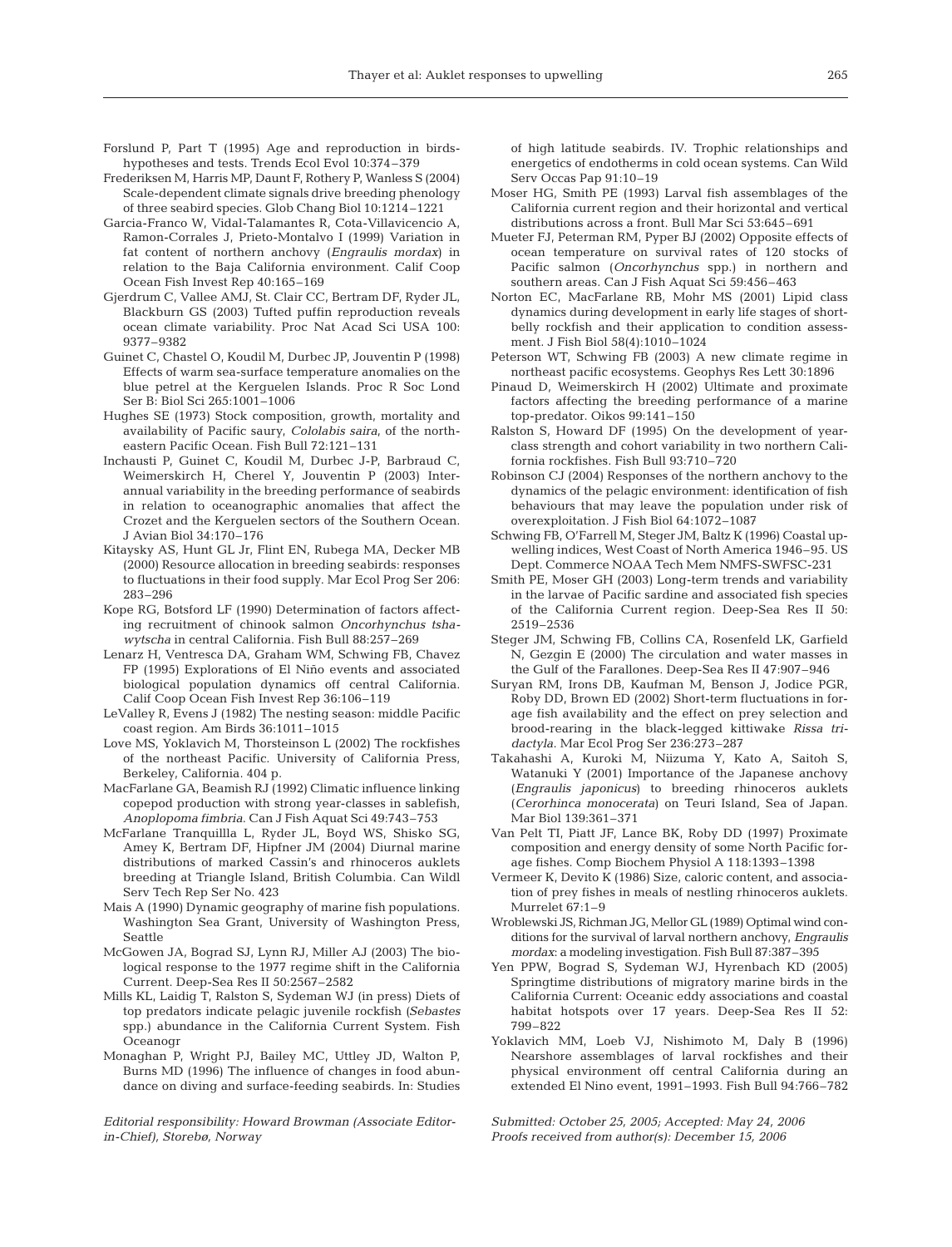Forslund P, Part T (1995) Age and reproduction in birds-hypotheses and tests. Trends Ecol Evol 10:374–379

Frederiksen M, Harris MP, Daunt F, Rothery P, Wanless S (2004) Scale-dependent climate signals drive breeding phenology of three seabird species. Glob Chang Biol 10:1214–1221

Garcia-Franco W, Vidal-Talamantes R, Cota-Villavicencio A, Ramon-Corrales J, Prieto-Montalvo I (1999) Variation in fat content of northern anchovy (*Engraulis mordax*) in relation to the Baja California environment. Calif Coop Ocean Fish Invest Rep 40:165–169

Gjerdrum C, Vallee AMJ, St. Clair CC, Bertram DF, Ryder JL, Blackburn GS (2003) Tufted puffin reproduction reveals ocean climate variability. Proc Nat Acad Sci USA 100: 9377–9382

Guinet C, Chastel O, Koudil M, Durbec JP, Jouventin P (1998) Effects of warm sea-surface temperature anomalies on the blue petrel at the Kerguelen Islands. Proc R Soc Lond Ser B: Biol Sci 265:1001–1006

Hughes SE (1973) Stock composition, growth, mortality and availability of Pacific saury, *Cololabis saira*, of the northeastern Pacific Ocean. Fish Bull 72:121–131

Inchausti P, Guinet C, Koudil M, Durbec J-P, Barbraud C, Weimerskirch H, Cherel Y, Jouventin P (2003) Interannual variability in the breeding performance of seabirds in relation to oceanographic anomalies that affect the Crozet and the Kerguelen sectors of the Southern Ocean. J Avian Biol 34:170–176

Kitaysky AS, Hunt GL Jr, Flint EN, Rubega MA, Decker MB (2000) Resource allocation in breeding seabirds: responses to fluctuations in their food supply. Mar Ecol Prog Ser 206: 283–296

Kope RG, Botsford LF (1990) Determination of factors affecting recruitment of chinook salmon *Oncorhynchus tshawytscha* in central California. Fish Bull 88:257–269

Lenarz H, Ventresca DA, Graham WM, Schwing FB, Chavez FP (1995) Explorations of El Niño events and associated biological population dynamics off central California. Calif Coop Ocean Fish Invest Rep 36:106–119

LeValley R, Evens J (1982) The nesting season: middle Pacific coast region. Am Birds 36:1011–1015

Love MS, Yoklavich M, Thorsteinson L (2002) The rockfishes of the northeast Pacific. University of California Press, Berkeley, California. 404 p.

MacFarlane GA, Beamish RJ (1992) Climatic influence linking copepod production with strong year-classes in sablefish, *Anoplopoma fimbria*. Can J Fish Aquat Sci 49:743–753

McFarlane Tranquillla L, Ryder JL, Boyd WS, Shisko SG, Amey K, Bertram DF, Hipfner JM (2004) Diurnal marine distributions of marked Cassin's and rhinoceros auklets breeding at Triangle Island, British Columbia. Can Wildl Serv Tech Rep Ser No. 423

Mais A (1990) Dynamic geography of marine fish populations. Washington Sea Grant, University of Washington Press, Seattle

McGowen JA, Bograd SJ, Lynn RJ, Miller AJ (2003) The biological response to the 1977 regime shift in the California Current. Deep-Sea Res II 50:2567–2582

Mills KL, Laidig T, Ralston S, Sydeman WJ (in press) Diets of top predators indicate pelagic juvenile rockfish (*Sebastes* spp.) abundance in the California Current System. Fish Oceanogr

Monaghan P, Wright PJ, Bailey MC, Uttley JD, Walton P, Burns MD (1996) The influence of changes in food abundance on diving and surface-feeding seabirds. In: Studies of high latitude seabirds. IV. Trophic relationships and energetics of endotherms in cold ocean systems. Can Wild Serv Occas Pap 91:10–19

Moser HG, Smith PE (1993) Larval fish assemblages of the California current region and their horizontal and vertical distributions across a front. Bull Mar Sci 53:645–691

Mueter FJ, Peterman RM, Pyper BJ (2002) Opposite effects of ocean temperature on survival rates of 120 stocks of Pacific salmon (*Oncorhynchus* spp.) in northern and southern areas. Can J Fish Aquat Sci 59:456–463

Norton EC, MacFarlane RB, Mohr MS (2001) Lipid class dynamics during development in early life stages of shortbelly rockfish and their application to condition assessment. J Fish Biol 58(4):1010–1024

Peterson WT, Schwing FB (2003) A new climate regime in northeast pacific ecosystems. Geophys Res Lett 30:1896

Pinaud D, Weimerskirch H (2002) Ultimate and proximate factors affecting the breeding performance of a marine top-predator. Oikos 99:141–150

Ralston S, Howard DF (1995) On the development of year-class strength and cohort variability in two northern California rockfishes. Fish Bull 93:710–720

Robinson CJ (2004) Responses of the northern anchovy to the dynamics of the pelagic environment: identification of fish behaviours that may leave the population under risk of overexploitation. J Fish Biol 64:1072–1087

Schwing FB, O'Farrell M, Steger JM, Baltz K (1996) Coastal upwelling indices, West Coast of North America 1946–95. US Dept. Commerce NOAA Tech Mem NMFS-SWFSC-231

Smith PE, Moser GH (2003) Long-term trends and variability in the larvae of Pacific sardine and associated fish species of the California Current region. Deep-Sea Res II 50: 2519–2536

Steger JM, Schwing FB, Collins CA, Rosenfeld LK, Garfield N, Gezgin E (2000) The circulation and water masses in the Gulf of the Farallones. Deep-Sea Res II 47:907–946

Suryan RM, Irons DB, Kaufman M, Benson J, Jodice PGR, Roby DD, Brown ED (2002) Short-term fluctuations in forage fish availability and the effect on prey selection and brood-rearing in the black-legged kittiwake *Rissa tridactyla*. Mar Ecol Prog Ser 236:273–287

Takahashi A, Kuroki M, Niizuma Y, Kato A, Saitoh S, Watanuki Y (2001) Importance of the Japanese anchovy (*Engraulis japonicus*) to breeding rhinoceros auklets (*Cerorhinca monocerata*) on Teuri Island, Sea of Japan. Mar Biol 139:361–371

Van Pelt TI, Piatt JF, Lance BK, Roby DD (1997) Proximate composition and energy density of some North Pacific forage fishes. Comp Biochem Physiol A 118:1393–1398

Vermeer K, Devito K (1986) Size, caloric content, and association of prey fishes in meals of nestling rhinoceros auklets. Murrelet 67:1–9

Wroblewski JS, Richman JG, Mellor GL (1989) Optimal wind conditions for the survival of larval northern anchovy, *Engraulis mordax*: a modeling investigation. Fish Bull 87:387–395

Yen PPW, Bograd S, Sydeman WJ, Hyrenbach KD (2005) Springtime distributions of migratory marine birds in the California Current: Oceanic eddy associations and coastal habitat hotspots over 17 years. Deep-Sea Res II 52: 799–822

Yoklavich MM, Loeb VJ, Nishimoto M, Daly B (1996) Nearshore assemblages of larval rockfishes and their physical environment off central California during an extended El Nino event, 1991–1993. Fish Bull 94:766–782

*Editorial responsibility: Howard Browman (Associate Editor-in-Chief), Storebø, Norway*

*Submitted: October 25, 2005; Accepted: May 24, 2006*
*Proofs received from author(s): December 15, 2006*